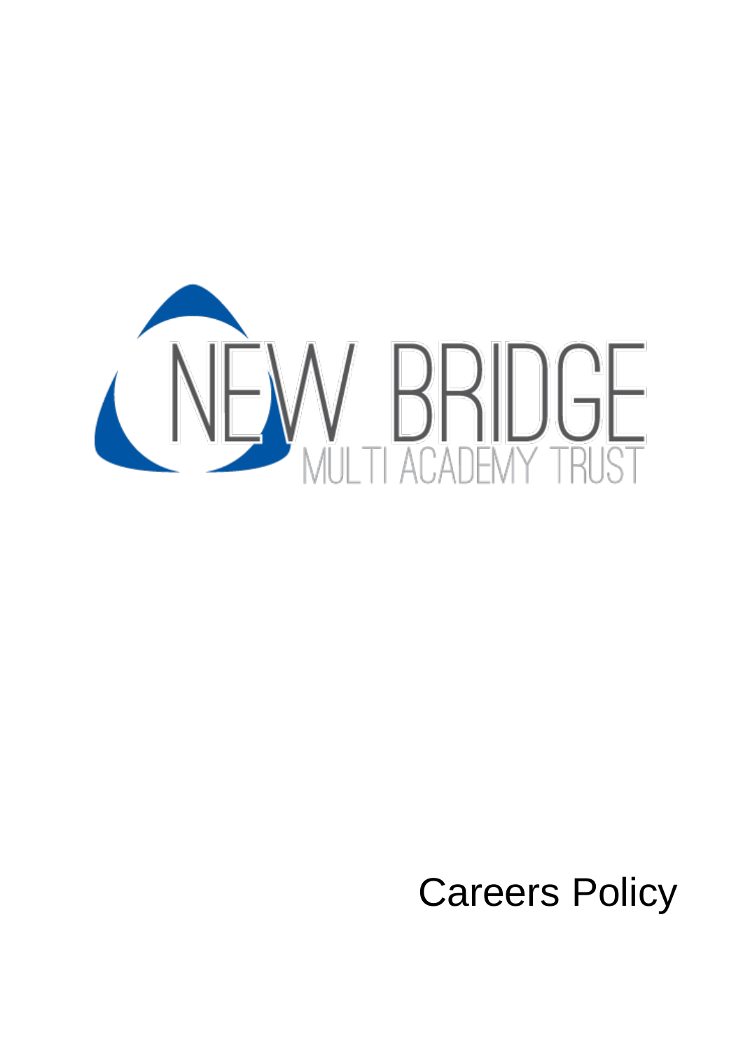NEW BRIDGE
MULTI ACADEMY TRUST

# Careers Policy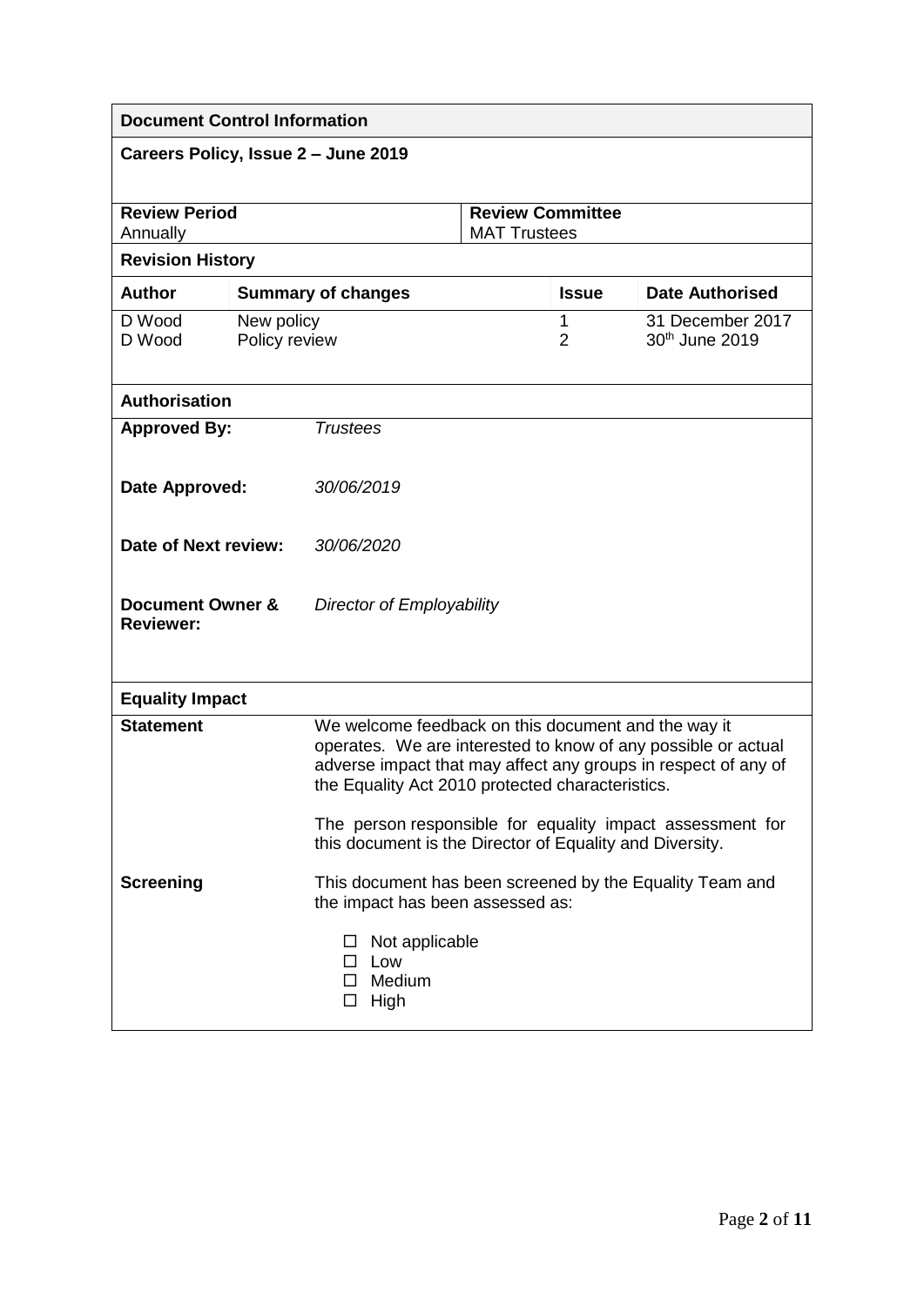| **Document Control Information** | | | | |
|---|---|---|---|---|
| **Careers Policy, Issue 2 – June 2019** | | | | |
| **Review Period**<br>Annually | | | **Review Committee**<br>MAT Trustees | |
| **Revision History** | | | | |
| **Author** | **Summary of changes** | | **Issue** | **Date Authorised** |
| D Wood<br>D Wood | New policy<br>Policy review | | 1<br>2 | 31 December 2017<br>30th June 2019 |

| **Authorisation** | |
|---|---|
| **Approved By:** | *Trustees* |
| **Date Approved:** | *30/06/2019* |
| **Date of Next review:** | *30/06/2020* |
| **Document Owner & Reviewer:** | *Director of Employability* |

| **Equality Impact** | |
|---|---|
| **Statement** | We welcome feedback on this document and the way it operates. We are interested to know of any possible or actual adverse impact that may affect any groups in respect of any of the Equality Act 2010 protected characteristics.<br><br>The person responsible for equality impact assessment for this document is the Director of Equality and Diversity. |
| **Screening** | This document has been screened by the Equality Team and the impact has been assessed as:<br><br>☐ Not applicable<br>☐ Low<br>☐ Medium<br>☐ High |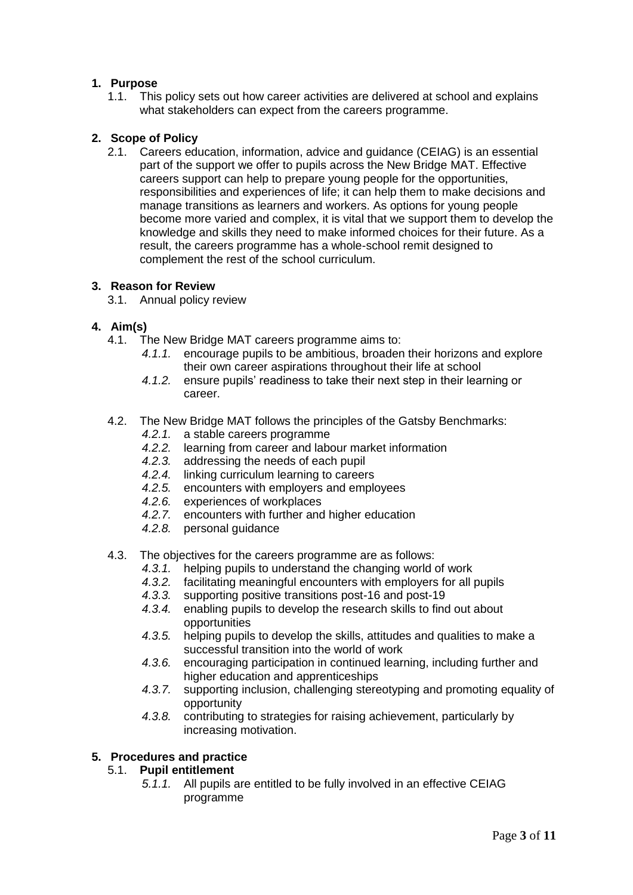## 1. Purpose

1.1. This policy sets out how career activities are delivered at school and explains what stakeholders can expect from the careers programme.

## 2. Scope of Policy

2.1. Careers education, information, advice and guidance (CEIAG) is an essential part of the support we offer to pupils across the New Bridge MAT. Effective careers support can help to prepare young people for the opportunities, responsibilities and experiences of life; it can help them to make decisions and manage transitions as learners and workers. As options for young people become more varied and complex, it is vital that we support them to develop the knowledge and skills they need to make informed choices for their future. As a result, the careers programme has a whole-school remit designed to complement the rest of the school curriculum.

## 3. Reason for Review

3.1. Annual policy review

## 4. Aim(s)

4.1. The New Bridge MAT careers programme aims to:

- *4.1.1.* encourage pupils to be ambitious, broaden their horizons and explore their own career aspirations throughout their life at school
- *4.1.2.* ensure pupils' readiness to take their next step in their learning or career.

4.2. The New Bridge MAT follows the principles of the Gatsby Benchmarks:

- *4.2.1.* a stable careers programme
- *4.2.2.* learning from career and labour market information
- *4.2.3.* addressing the needs of each pupil
- *4.2.4.* linking curriculum learning to careers
- *4.2.5.* encounters with employers and employees
- *4.2.6.* experiences of workplaces
- *4.2.7.* encounters with further and higher education
- *4.2.8.* personal guidance

4.3. The objectives for the careers programme are as follows:

- *4.3.1.* helping pupils to understand the changing world of work
- *4.3.2.* facilitating meaningful encounters with employers for all pupils
- *4.3.3.* supporting positive transitions post-16 and post-19
- *4.3.4.* enabling pupils to develop the research skills to find out about opportunities
- *4.3.5.* helping pupils to develop the skills, attitudes and qualities to make a successful transition into the world of work
- *4.3.6.* encouraging participation in continued learning, including further and higher education and apprenticeships
- *4.3.7.* supporting inclusion, challenging stereotyping and promoting equality of opportunity
- *4.3.8.* contributing to strategies for raising achievement, particularly by increasing motivation.

## 5. Procedures and practice

### 5.1. Pupil entitlement

- *5.1.1.* All pupils are entitled to be fully involved in an effective CEIAG programme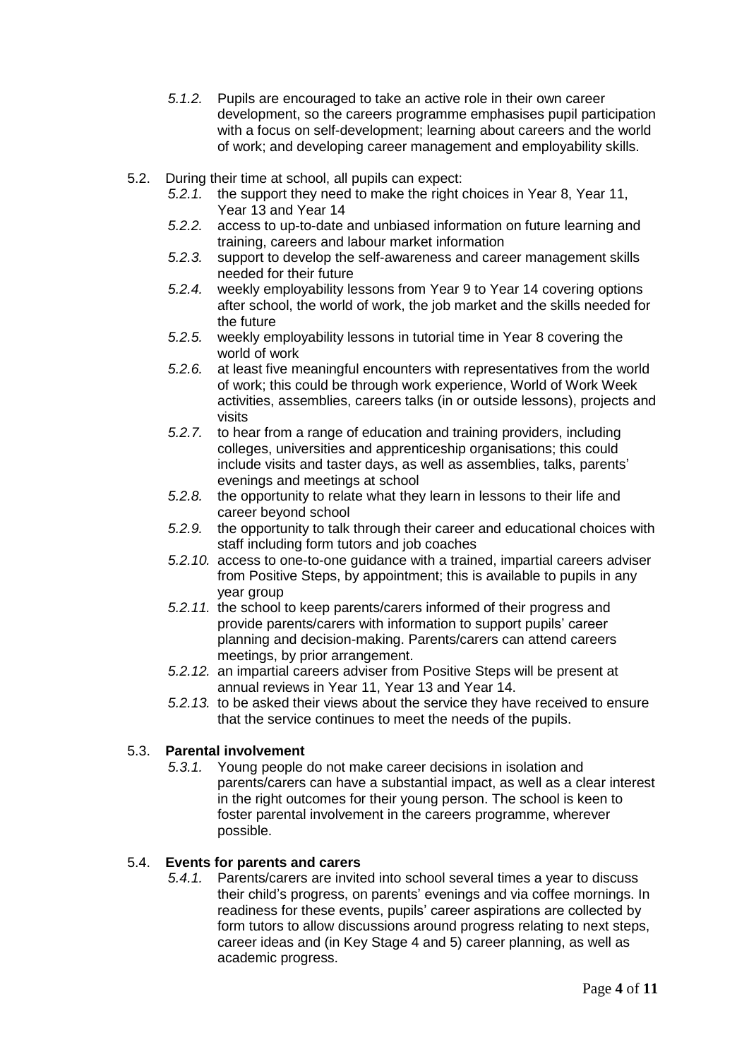*5.1.2.* Pupils are encouraged to take an active role in their own career development, so the careers programme emphasises pupil participation with a focus on self-development; learning about careers and the world of work; and developing career management and employability skills.

5.2. During their time at school, all pupils can expect:

*5.2.1.* the support they need to make the right choices in Year 8, Year 11, Year 13 and Year 14

*5.2.2.* access to up-to-date and unbiased information on future learning and training, careers and labour market information

*5.2.3.* support to develop the self-awareness and career management skills needed for their future

*5.2.4.* weekly employability lessons from Year 9 to Year 14 covering options after school, the world of work, the job market and the skills needed for the future

*5.2.5.* weekly employability lessons in tutorial time in Year 8 covering the world of work

*5.2.6.* at least five meaningful encounters with representatives from the world of work; this could be through work experience, World of Work Week activities, assemblies, careers talks (in or outside lessons), projects and visits

*5.2.7.* to hear from a range of education and training providers, including colleges, universities and apprenticeship organisations; this could include visits and taster days, as well as assemblies, talks, parents' evenings and meetings at school

*5.2.8.* the opportunity to relate what they learn in lessons to their life and career beyond school

*5.2.9.* the opportunity to talk through their career and educational choices with staff including form tutors and job coaches

*5.2.10.* access to one-to-one guidance with a trained, impartial careers adviser from Positive Steps, by appointment; this is available to pupils in any year group

*5.2.11.* the school to keep parents/carers informed of their progress and provide parents/carers with information to support pupils' career planning and decision-making. Parents/carers can attend careers meetings, by prior arrangement.

*5.2.12.* an impartial careers adviser from Positive Steps will be present at annual reviews in Year 11, Year 13 and Year 14.

*5.2.13.* to be asked their views about the service they have received to ensure that the service continues to meet the needs of the pupils.

## 5.3. Parental involvement

*5.3.1.* Young people do not make career decisions in isolation and parents/carers can have a substantial impact, as well as a clear interest in the right outcomes for their young person. The school is keen to foster parental involvement in the careers programme, wherever possible.

## 5.4. Events for parents and carers

*5.4.1.* Parents/carers are invited into school several times a year to discuss their child's progress, on parents' evenings and via coffee mornings. In readiness for these events, pupils' career aspirations are collected by form tutors to allow discussions around progress relating to next steps, career ideas and (in Key Stage 4 and 5) career planning, as well as academic progress.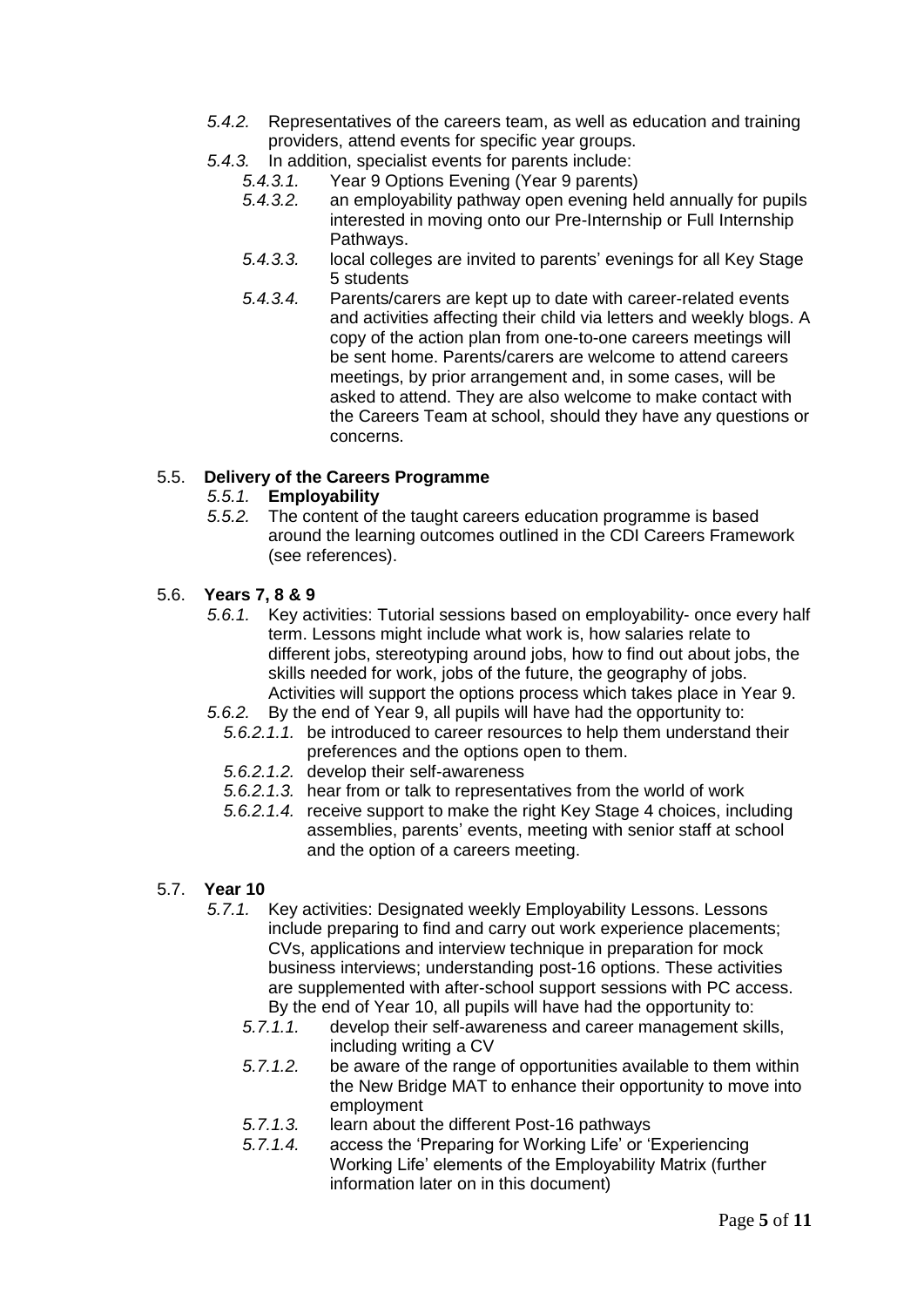*5.4.2.* Representatives of the careers team, as well as education and training providers, attend events for specific year groups.

*5.4.3.* In addition, specialist events for parents include:

- *5.4.3.1.* Year 9 Options Evening (Year 9 parents)
- *5.4.3.2.* an employability pathway open evening held annually for pupils interested in moving onto our Pre-Internship or Full Internship Pathways.
- *5.4.3.3.* local colleges are invited to parents' evenings for all Key Stage 5 students
- *5.4.3.4.* Parents/carers are kept up to date with career-related events and activities affecting their child via letters and weekly blogs. A copy of the action plan from one-to-one careers meetings will be sent home. Parents/carers are welcome to attend careers meetings, by prior arrangement and, in some cases, will be asked to attend. They are also welcome to make contact with the Careers Team at school, should they have any questions or concerns.

## 5.5. Delivery of the Careers Programme

*5.5.1.* **Employability**

*5.5.2.* The content of the taught careers education programme is based around the learning outcomes outlined in the CDI Careers Framework (see references).

## 5.6. Years 7, 8 & 9

*5.6.1.* Key activities: Tutorial sessions based on employability- once every half term. Lessons might include what work is, how salaries relate to different jobs, stereotyping around jobs, how to find out about jobs, the skills needed for work, jobs of the future, the geography of jobs. Activities will support the options process which takes place in Year 9.

*5.6.2.* By the end of Year 9, all pupils will have had the opportunity to:

- *5.6.2.1.1.* be introduced to career resources to help them understand their preferences and the options open to them.
- *5.6.2.1.2.* develop their self-awareness
- *5.6.2.1.3.* hear from or talk to representatives from the world of work
- *5.6.2.1.4.* receive support to make the right Key Stage 4 choices, including assemblies, parents' events, meeting with senior staff at school and the option of a careers meeting.

## 5.7. Year 10

*5.7.1.* Key activities: Designated weekly Employability Lessons. Lessons include preparing to find and carry out work experience placements; CVs, applications and interview technique in preparation for mock business interviews; understanding post-16 options. These activities are supplemented with after-school support sessions with PC access. By the end of Year 10, all pupils will have had the opportunity to:

- *5.7.1.1.* develop their self-awareness and career management skills, including writing a CV
- *5.7.1.2.* be aware of the range of opportunities available to them within the New Bridge MAT to enhance their opportunity to move into employment
- *5.7.1.3.* learn about the different Post-16 pathways
- *5.7.1.4.* access the 'Preparing for Working Life' or 'Experiencing Working Life' elements of the Employability Matrix (further information later on in this document)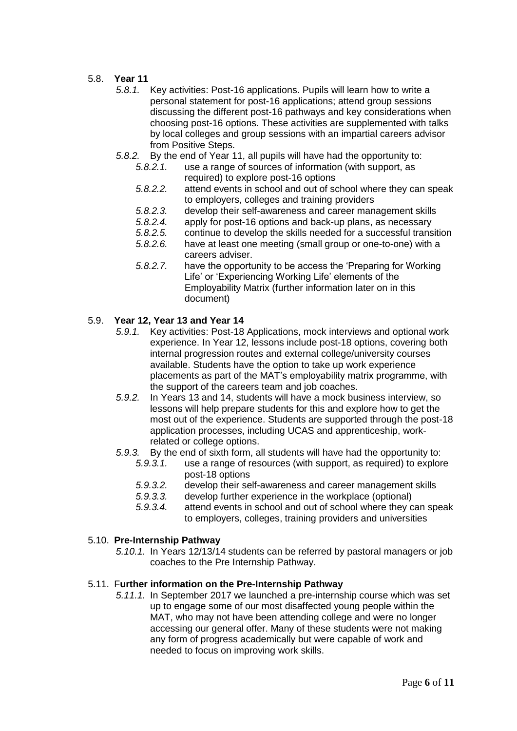5.8. **Year 11**

*5.8.1.* Key activities: Post-16 applications. Pupils will learn how to write a personal statement for post-16 applications; attend group sessions discussing the different post-16 pathways and key considerations when choosing post-16 options. These activities are supplemented with talks by local colleges and group sessions with an impartial careers advisor from Positive Steps.

*5.8.2.* By the end of Year 11, all pupils will have had the opportunity to:

- *5.8.2.1.* use a range of sources of information (with support, as required) to explore post-16 options
- *5.8.2.2.* attend events in school and out of school where they can speak to employers, colleges and training providers
- *5.8.2.3.* develop their self-awareness and career management skills
- *5.8.2.4.* apply for post-16 options and back-up plans, as necessary
- *5.8.2.5.* continue to develop the skills needed for a successful transition
- *5.8.2.6.* have at least one meeting (small group or one-to-one) with a careers adviser.
- *5.8.2.7.* have the opportunity to be access the 'Preparing for Working Life' or 'Experiencing Working Life' elements of the Employability Matrix (further information later on in this document)

5.9. **Year 12, Year 13 and Year 14**

*5.9.1.* Key activities: Post-18 Applications, mock interviews and optional work experience. In Year 12, lessons include post-18 options, covering both internal progression routes and external college/university courses available. Students have the option to take up work experience placements as part of the MAT's employability matrix programme, with the support of the careers team and job coaches.

*5.9.2.* In Years 13 and 14, students will have a mock business interview, so lessons will help prepare students for this and explore how to get the most out of the experience. Students are supported through the post-18 application processes, including UCAS and apprenticeship, work-related or college options.

*5.9.3.* By the end of sixth form, all students will have had the opportunity to:

- *5.9.3.1.* use a range of resources (with support, as required) to explore post-18 options
- *5.9.3.2.* develop their self-awareness and career management skills
- *5.9.3.3.* develop further experience in the workplace (optional)
- *5.9.3.4.* attend events in school and out of school where they can speak to employers, colleges, training providers and universities

5.10. **Pre-Internship Pathway**

*5.10.1.* In Years 12/13/14 students can be referred by pastoral managers or job coaches to the Pre Internship Pathway.

5.11. F**urther information on the Pre-Internship Pathway**

*5.11.1.* In September 2017 we launched a pre-internship course which was set up to engage some of our most disaffected young people within the MAT, who may not have been attending college and were no longer accessing our general offer. Many of these students were not making any form of progress academically but were capable of work and needed to focus on improving work skills.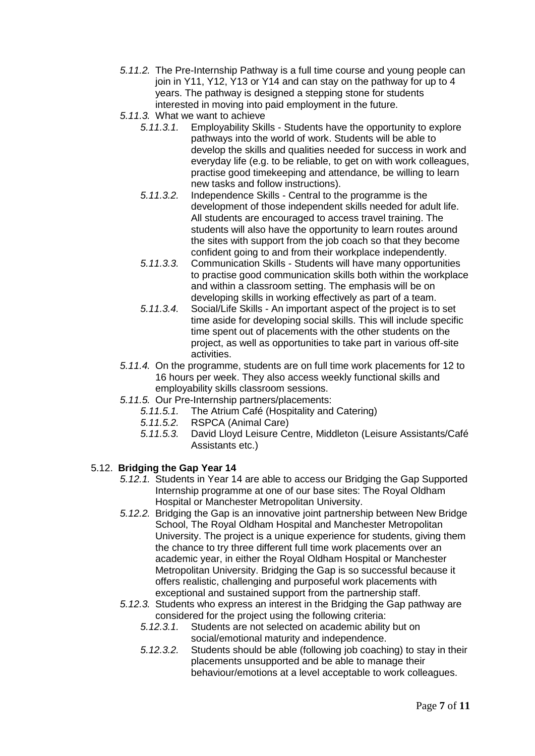*5.11.2.* The Pre-Internship Pathway is a full time course and young people can join in Y11, Y12, Y13 or Y14 and can stay on the pathway for up to 4 years. The pathway is designed a stepping stone for students interested in moving into paid employment in the future.

*5.11.3.* What we want to achieve

- *5.11.3.1.* Employability Skills - Students have the opportunity to explore pathways into the world of work. Students will be able to develop the skills and qualities needed for success in work and everyday life (e.g. to be reliable, to get on with work colleagues, practise good timekeeping and attendance, be willing to learn new tasks and follow instructions).
- *5.11.3.2.* Independence Skills - Central to the programme is the development of those independent skills needed for adult life. All students are encouraged to access travel training. The students will also have the opportunity to learn routes around the sites with support from the job coach so that they become confident going to and from their workplace independently.
- *5.11.3.3.* Communication Skills - Students will have many opportunities to practise good communication skills both within the workplace and within a classroom setting. The emphasis will be on developing skills in working effectively as part of a team.
- *5.11.3.4.* Social/Life Skills - An important aspect of the project is to set time aside for developing social skills. This will include specific time spent out of placements with the other students on the project, as well as opportunities to take part in various off-site activities.

*5.11.4.* On the programme, students are on full time work placements for 12 to 16 hours per week. They also access weekly functional skills and employability skills classroom sessions.

*5.11.5.* Our Pre-Internship partners/placements:

- *5.11.5.1.* The Atrium Café (Hospitality and Catering)
- *5.11.5.2.* RSPCA (Animal Care)
- *5.11.5.3.* David Lloyd Leisure Centre, Middleton (Leisure Assistants/Café Assistants etc.)

## 5.12. **Bridging the Gap Year 14**

*5.12.1.* Students in Year 14 are able to access our Bridging the Gap Supported Internship programme at one of our base sites: The Royal Oldham Hospital or Manchester Metropolitan University.

*5.12.2.* Bridging the Gap is an innovative joint partnership between New Bridge School, The Royal Oldham Hospital and Manchester Metropolitan University. The project is a unique experience for students, giving them the chance to try three different full time work placements over an academic year, in either the Royal Oldham Hospital or Manchester Metropolitan University. Bridging the Gap is so successful because it offers realistic, challenging and purposeful work placements with exceptional and sustained support from the partnership staff.

*5.12.3.* Students who express an interest in the Bridging the Gap pathway are considered for the project using the following criteria:

- *5.12.3.1.* Students are not selected on academic ability but on social/emotional maturity and independence.
- *5.12.3.2.* Students should be able (following job coaching) to stay in their placements unsupported and be able to manage their behaviour/emotions at a level acceptable to work colleagues.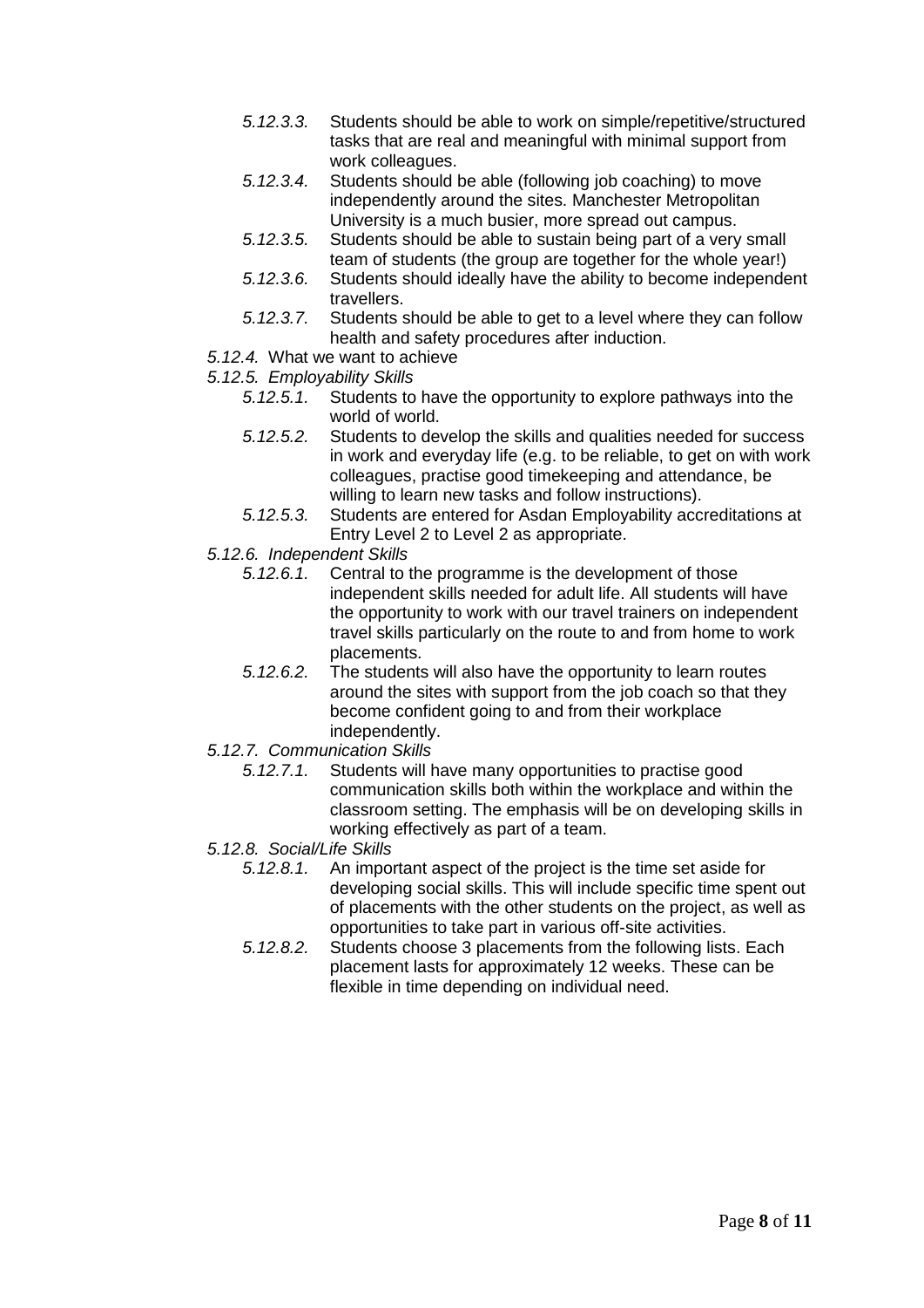- *5.12.3.3.* Students should be able to work on simple/repetitive/structured tasks that are real and meaningful with minimal support from work colleagues.
- *5.12.3.4.* Students should be able (following job coaching) to move independently around the sites. Manchester Metropolitan University is a much busier, more spread out campus.
- *5.12.3.5.* Students should be able to sustain being part of a very small team of students (the group are together for the whole year!)
- *5.12.3.6.* Students should ideally have the ability to become independent travellers.
- *5.12.3.7.* Students should be able to get to a level where they can follow health and safety procedures after induction.

*5.12.4.* What we want to achieve

*5.12.5. Employability Skills*

- *5.12.5.1.* Students to have the opportunity to explore pathways into the world of world.
- *5.12.5.2.* Students to develop the skills and qualities needed for success in work and everyday life (e.g. to be reliable, to get on with work colleagues, practise good timekeeping and attendance, be willing to learn new tasks and follow instructions).
- *5.12.5.3.* Students are entered for Asdan Employability accreditations at Entry Level 2 to Level 2 as appropriate.

*5.12.6. Independent Skills*

- *5.12.6.1.* Central to the programme is the development of those independent skills needed for adult life. All students will have the opportunity to work with our travel trainers on independent travel skills particularly on the route to and from home to work placements.
- *5.12.6.2.* The students will also have the opportunity to learn routes around the sites with support from the job coach so that they become confident going to and from their workplace independently.

*5.12.7. Communication Skills*

- *5.12.7.1.* Students will have many opportunities to practise good communication skills both within the workplace and within the classroom setting. The emphasis will be on developing skills in working effectively as part of a team.

*5.12.8. Social/Life Skills*

- *5.12.8.1.* An important aspect of the project is the time set aside for developing social skills. This will include specific time spent out of placements with the other students on the project, as well as opportunities to take part in various off-site activities.
- *5.12.8.2.* Students choose 3 placements from the following lists. Each placement lasts for approximately 12 weeks. These can be flexible in time depending on individual need.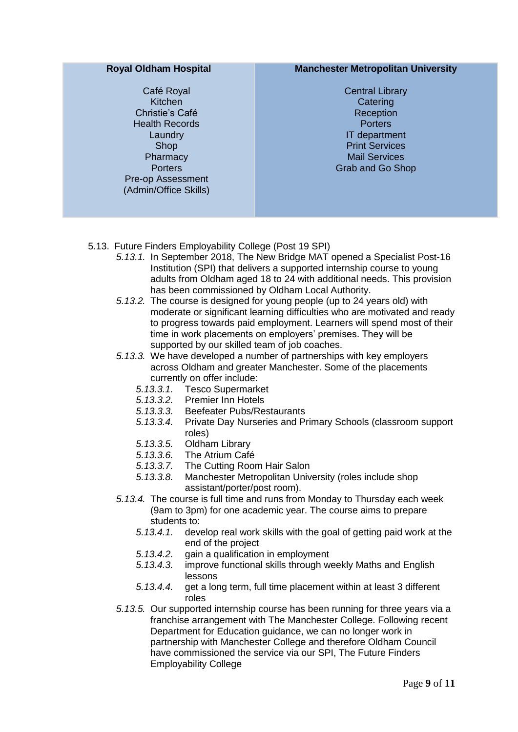| Royal Oldham Hospital | Manchester Metropolitan University |
|---|---|
| Café Royal<br>Kitchen<br>Christie's Café<br>Health Records<br>Laundry<br>Shop<br>Pharmacy<br>Porters<br>Pre-op Assessment<br>(Admin/Office Skills) | Central Library<br>Catering<br>Reception<br>Porters<br>IT department<br>Print Services<br>Mail Services<br>Grab and Go Shop |

5.13. Future Finders Employability College (Post 19 SPI)

*5.13.1.* In September 2018, The New Bridge MAT opened a Specialist Post-16 Institution (SPI) that delivers a supported internship course to young adults from Oldham aged 18 to 24 with additional needs. This provision has been commissioned by Oldham Local Authority.

*5.13.2.* The course is designed for young people (up to 24 years old) with moderate or significant learning difficulties who are motivated and ready to progress towards paid employment. Learners will spend most of their time in work placements on employers' premises. They will be supported by our skilled team of job coaches.

*5.13.3.* We have developed a number of partnerships with key employers across Oldham and greater Manchester. Some of the placements currently on offer include:

- *5.13.3.1.* Tesco Supermarket
- *5.13.3.2.* Premier Inn Hotels
- *5.13.3.3.* Beefeater Pubs/Restaurants
- *5.13.3.4.* Private Day Nurseries and Primary Schools (classroom support roles)
- *5.13.3.5.* Oldham Library
- *5.13.3.6.* The Atrium Café
- *5.13.3.7.* The Cutting Room Hair Salon
- *5.13.3.8.* Manchester Metropolitan University (roles include shop assistant/porter/post room).

*5.13.4.* The course is full time and runs from Monday to Thursday each week (9am to 3pm) for one academic year. The course aims to prepare students to:

- *5.13.4.1.* develop real work skills with the goal of getting paid work at the end of the project
- *5.13.4.2.* gain a qualification in employment
- *5.13.4.3.* improve functional skills through weekly Maths and English lessons
- *5.13.4.4.* get a long term, full time placement within at least 3 different roles

*5.13.5.* Our supported internship course has been running for three years via a franchise arrangement with The Manchester College. Following recent Department for Education guidance, we can no longer work in partnership with Manchester College and therefore Oldham Council have commissioned the service via our SPI, The Future Finders Employability College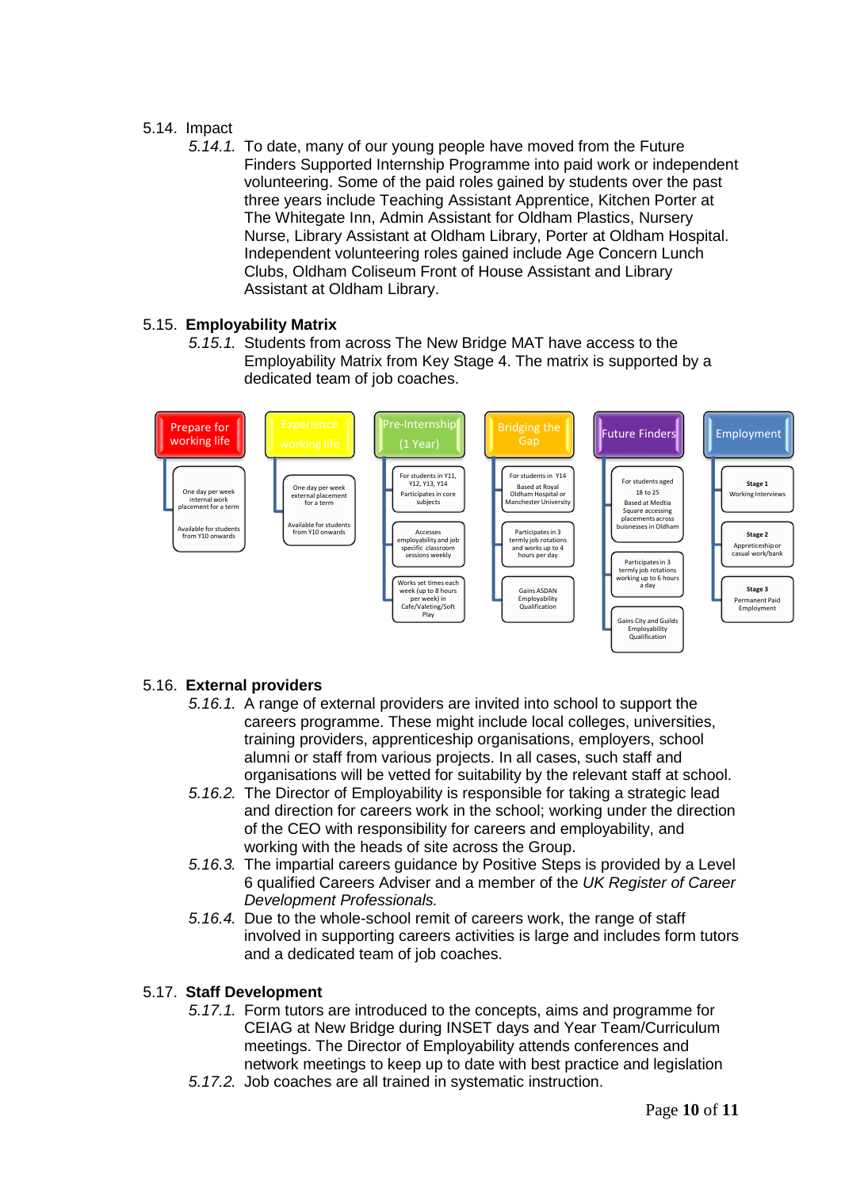5.14. Impact

*5.14.1.* To date, many of our young people have moved from the Future Finders Supported Internship Programme into paid work or independent volunteering. Some of the paid roles gained by students over the past three years include Teaching Assistant Apprentice, Kitchen Porter at The Whitegate Inn, Admin Assistant for Oldham Plastics, Nursery Nurse, Library Assistant at Oldham Library, Porter at Oldham Hospital. Independent volunteering roles gained include Age Concern Lunch Clubs, Oldham Coliseum Front of House Assistant and Library Assistant at Oldham Library.

5.15. **Employability Matrix**

*5.15.1.* Students from across The New Bridge MAT have access to the Employability Matrix from Key Stage 4. The matrix is supported by a dedicated team of job coaches.

| Prepare for working life | Experience working life | Pre-Internship (1 Year) | Bridging the Gap | Future Finders | Employment |
|---|---|---|---|---|---|
| One day per week internal work placement for a term<br><br>Available for students from Y10 onwards | One day per week external placement for a term<br><br>Available for students from Y10 onwards | For students in Y11, Y12, Y13, Y14<br><br>Participates in core subjects | For students in Y14<br><br>Based at Royal Oldham Hospital or Manchester University | For students aged 18 to 25<br><br>Based at Media Square accessing placements across buisnesses in Oldham | **Stage 1**<br>Working Interviews |
| | | Accesses employability and job specific classroom sessions weekly | Participates in 3 termly job rotations and works up to 4 hours per day | Participates in 3 termly job rotations working up to 6 hours a day | **Stage 2**<br>Appreticeship or casual work/bank |
| | | Works set times each week (up to 8 hours per week) in Cafe/Valeting/Soft Play | Gains ASDAN Employability Qualification | Gains City and Guilds Employability Qualification | **Stage 3**<br>Permanent Paid Employment |

5.16. **External providers**

*5.16.1.* A range of external providers are invited into school to support the careers programme. These might include local colleges, universities, training providers, apprenticeship organisations, employers, school alumni or staff from various projects. In all cases, such staff and organisations will be vetted for suitability by the relevant staff at school.

*5.16.2.* The Director of Employability is responsible for taking a strategic lead and direction for careers work in the school; working under the direction of the CEO with responsibility for careers and employability, and working with the heads of site across the Group.

*5.16.3.* The impartial careers guidance by Positive Steps is provided by a Level 6 qualified Careers Adviser and a member of the *UK Register of Career Development Professionals.*

*5.16.4.* Due to the whole-school remit of careers work, the range of staff involved in supporting careers activities is large and includes form tutors and a dedicated team of job coaches.

5.17. **Staff Development**

*5.17.1.* Form tutors are introduced to the concepts, aims and programme for CEIAG at New Bridge during INSET days and Year Team/Curriculum meetings. The Director of Employability attends conferences and network meetings to keep up to date with best practice and legislation

*5.17.2.* Job coaches are all trained in systematic instruction.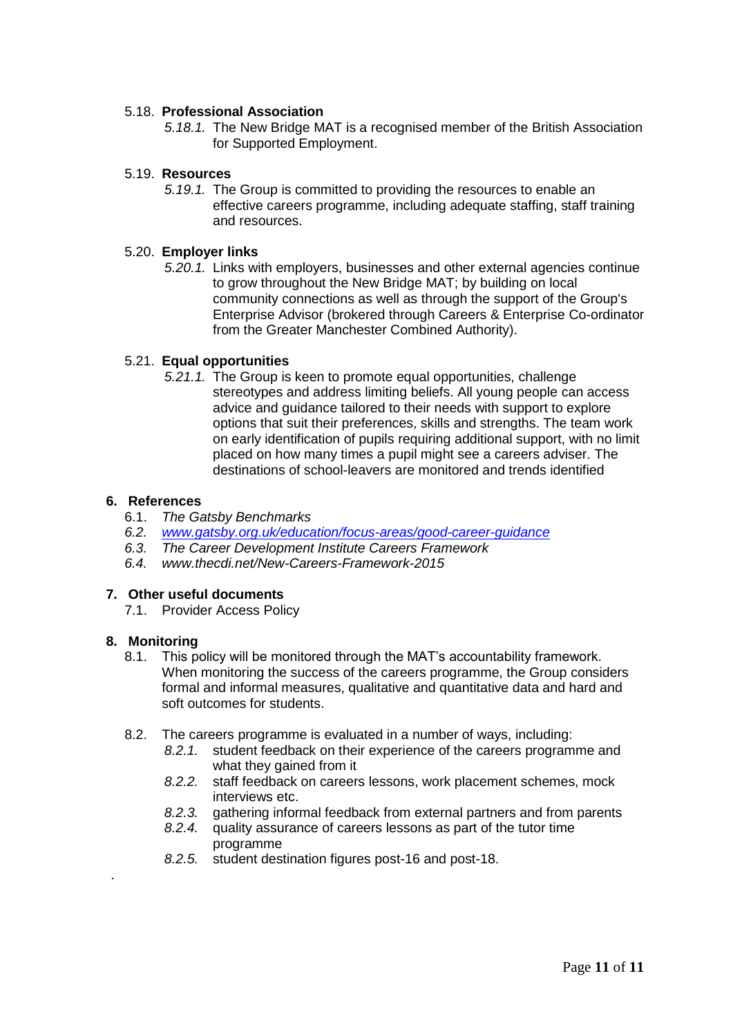5.18. **Professional Association**

*5.18.1.* The New Bridge MAT is a recognised member of the British Association for Supported Employment.

5.19. **Resources**

*5.19.1.* The Group is committed to providing the resources to enable an effective careers programme, including adequate staffing, staff training and resources.

5.20. **Employer links**

*5.20.1.* Links with employers, businesses and other external agencies continue to grow throughout the New Bridge MAT; by building on local community connections as well as through the support of the Group's Enterprise Advisor (brokered through Careers & Enterprise Co-ordinator from the Greater Manchester Combined Authority).

5.21. **Equal opportunities**

*5.21.1.* The Group is keen to promote equal opportunities, challenge stereotypes and address limiting beliefs. All young people can access advice and guidance tailored to their needs with support to explore options that suit their preferences, skills and strengths. The team work on early identification of pupils requiring additional support, with no limit placed on how many times a pupil might see a careers adviser. The destinations of school-leavers are monitored and trends identified

## 6. References

6.1. *The Gatsby Benchmarks*

*6.2. www.gatsby.org.uk/education/focus-areas/good-career-guidance*

*6.3. The Career Development Institute Careers Framework*

*6.4. www.thecdi.net/New-Careers-Framework-2015*

## 7. Other useful documents

7.1. Provider Access Policy

## 8. Monitoring

8.1. This policy will be monitored through the MAT's accountability framework. When monitoring the success of the careers programme, the Group considers formal and informal measures, qualitative and quantitative data and hard and soft outcomes for students.

8.2. The careers programme is evaluated in a number of ways, including:

*8.2.1.* student feedback on their experience of the careers programme and what they gained from it

*8.2.2.* staff feedback on careers lessons, work placement schemes, mock interviews etc.

*8.2.3.* gathering informal feedback from external partners and from parents

*8.2.4.* quality assurance of careers lessons as part of the tutor time programme

*8.2.5.* student destination figures post-16 and post-18.